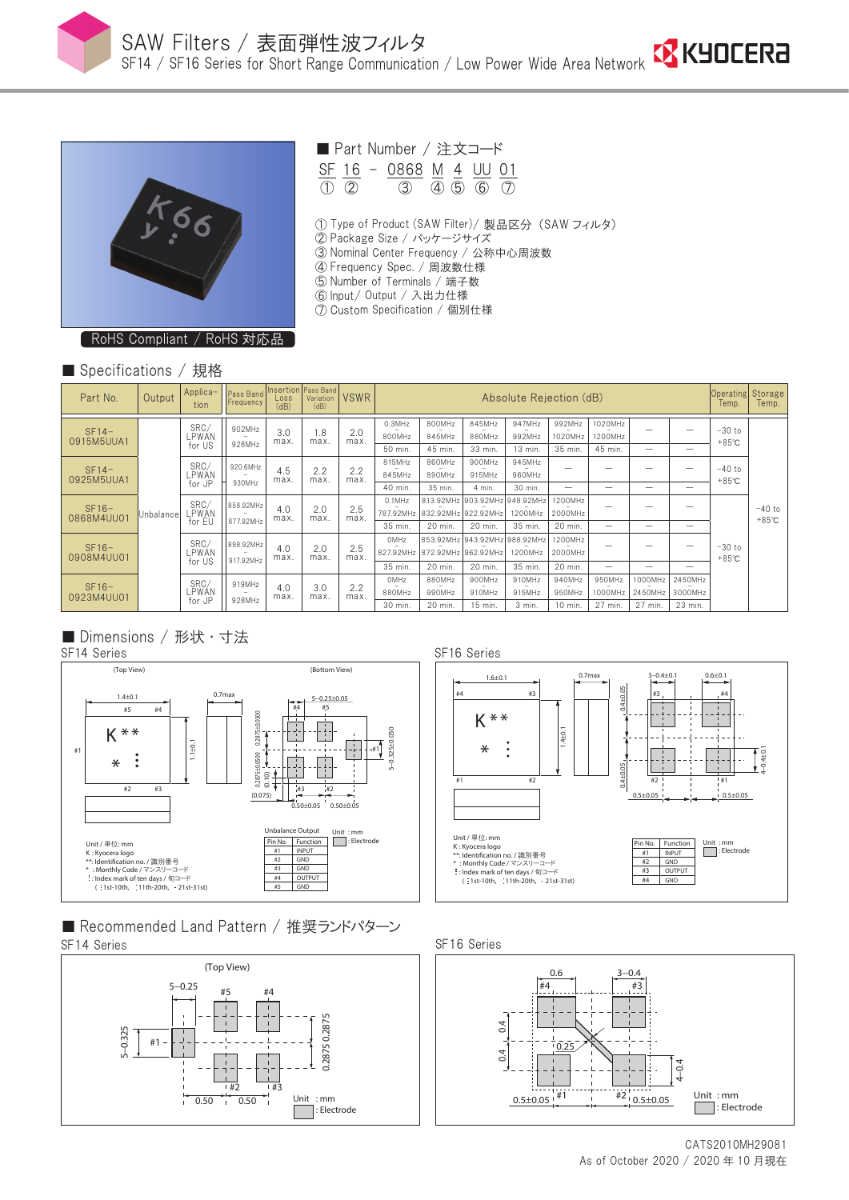# SAW Filters / 表面弾性波フィルタ

SF14 / SF16 Series for Short Range Communication / Low Power Wide Area Network

RoHS Compliant / RoHS 対応品

## ■ Part Number / 注文コード

SF 16 – 0868 M 4 UU 01
① ② ③ ④ ⑤ ⑥ ⑦

① Type of Product (SAW Filter)/ 製品区分 (SAW フィルタ)
② Package Size / パッケージサイズ
③ Nominal Center Frequency / 公称中心周波数
④ Frequency Spec. / 周波数仕様
⑤ Number of Terminals / 端子数
⑥ Input/ Output / 入出力仕様
⑦ Custom Specification / 個別仕様

## ■ Specifications / 規格

| Part No. | Output | Application | Pass Band Frequency | Insertion Loss (dB) | Pass Band Variation (dB) | VSWR | Absolute Rejection (dB) | | | | | | | | Operating Temp. | Storage Temp. |
|---|---|---|---|---|---|---|---|---|---|---|---|---|---|---|---|---|
| SF14–0915M5UUA1 | Unbalance | SRC/LPWAN for US | 902MHz – 928MHz | 3.0 max. | 1.8 max. | 2.0 max. | 0.3MHz – 800MHz: 50 min. | 800MHz – 845MHz: 45 min. | 845MHz – 880MHz: 33 min. | 947MHz – 992MHz: 13 min. | 992MHz – 1020MHz: 35 min. | 1020MHz – 1200MHz: 45 min. | — | — | −30 to +85℃ | −40 to +85℃ |
| SF14–0925M5UUA1 | Unbalance | SRC/LPWAN for JP | 920.6MHz – 930MHz | 4.5 max. | 2.2 max. | 2.2 max. | 815MHz – 845MHz: 40 min. | 860MHz – 890MHz: 35 min. | 900MHz – 915MHz: 4 min. | 945MHz – 960MHz: 30 min. | — | — | — | — | −40 to +85℃ | −40 to +85℃ |
| SF16–0868M4UU01 | Unbalance | SRC/LPWAN for EU | 858.92MHz – 877.92MHz | 4.0 max. | 2.0 max. | 2.5 max. | 0.1MHz – 787.92MHz: 35 min. | 813.92MHz – 832.92MHz: 20 min. | 903.92MHz – 922.92MHz: 20 min. | 948.92MHz – 1200MHz: 35 min. | 1200MHz – 2000MHz: 20 min. | — | — | — | −30 to +85℃ | −40 to +85℃ |
| SF16–0908M4UU01 | Unbalance | SRC/LPWAN for US | 898.92MHz – 917.92MHz | 4.0 max. | 2.0 max. | 2.5 max. | 0MHz – 827.92MHz: 35 min. | 853.92MHz – 872.92MHz: 20 min. | 943.92MHz – 962.92MHz: 20 min. | 988.92MHz – 1200MHz: 35 min. | 1200MHz – 2000MHz: 20 min. | — | — | — | −30 to +85℃ | −40 to +85℃ |
| SF16–0923M4UU01 | Unbalance | SRC/LPWAN for JP | 919MHz – 928MHz | 4.0 max. | 3.0 max. | 2.2 max. | 0MHz – 880MHz: 30 min. | 880MHz – 890MHz: 20 min. | 900MHz – 910MHz: 15 min. | 910MHz – 915MHz: 3 min. | 940MHz – 950MHz: 10 min. | 950MHz – 1000MHz: 27 min. | 1000MHz – 2450MHz: 27 min. | 2450MHz – 3000MHz: 23 min. | −30 to +85℃ | −40 to +85℃ |

## ■ Dimensions / 形状・寸法

### SF14 Series

(Top View) (Bottom View)

Unit / 単位: mm
K : Kyocera logo
**: Identification no. / 識別番号
* : Monthly Code / マンスリーコード
⋮ : Index mark of ten days / 旬コード
( ⋮1st-10th, ⁚11th-20th, ·21st-31st)

Unbalance Output

| Pin No. | Function |
|---|---|
| #1 | INPUT |
| #2 | GND |
| #3 | GND |
| #4 | OUTPUT |
| #5 | GND |

Unit : mm
□ : Electrode

### SF16 Series

Unit / 単位: mm
K : Kyocera logo
**: Identification no. / 識別番号
* : Monthly Code / マンスリーコード
⋮ : Index mark of ten days / 旬コード
( ⋮1st-10th, ⁚11th-20th, ·21st-31st)

| Pin No. | Function |
|---|---|
| #1 | INPUT |
| #2 | GND |
| #3 | OUTPUT |
| #4 | GND |

Unit : mm
□ : Electrode

## ■ Recommended Land Pattern / 推奨ランドパターン

### SF14 Series

(Top View)

Unit : mm
□ : Electrode

### SF16 Series

Unit : mm
□ : Electrode

CATS2010MH29081
As of October 2020 / 2020 年 10 月現在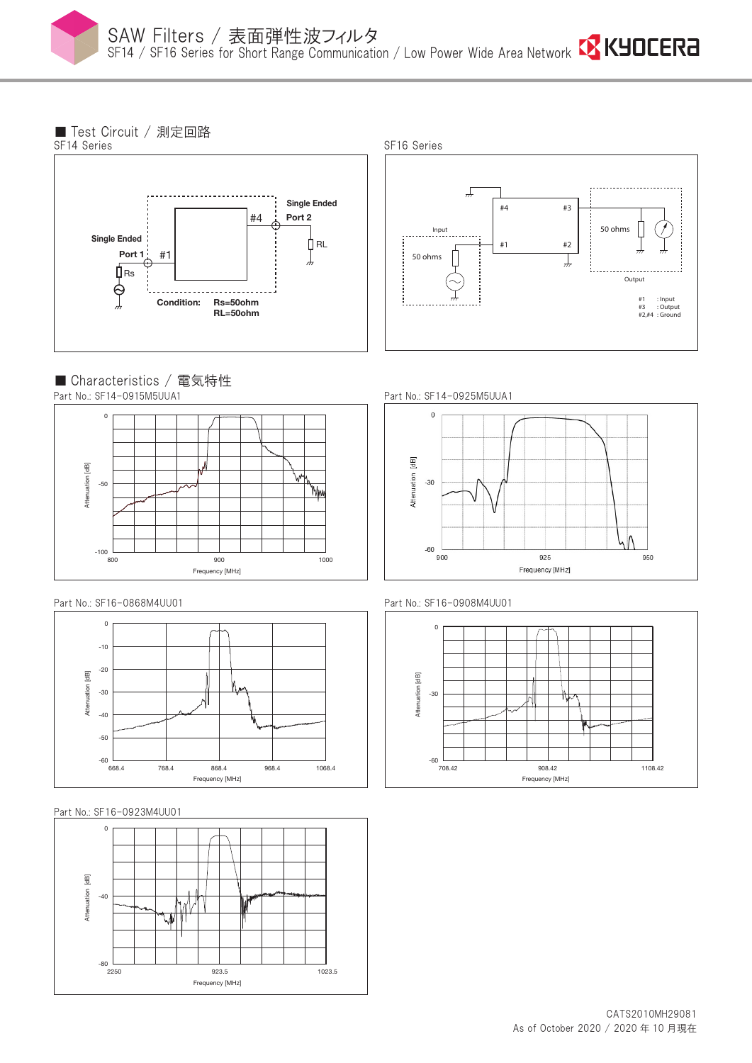## ■ Test Circuit / 測定回路

SF14 Series

Single Ended Port 1 #1
Single Ended Port 2 #4
Rs
RL
Condition: Rs=50ohm RL=50ohm

SF16 Series

Input
50 ohms
#4 #3
#1 #2
50 ohms
Output

#1 : Input
#3 : Output
#2,#4 : Ground

## ■ Characteristics / 電気特性

Part No.: SF14-0915M5UUA1

Attenuation [dB]: 0, -50, -100
Frequency [MHz]: 800, 900, 1000

Part No.: SF14-0925M5UUA1

Attenuation [dB]: 0, -30, -60
Frequency [MHz]: 900, 925, 950

Part No.: SF16-0868M4UU01

Attenuation [dB]: 0, -10, -20, -30, -40, -50, -60
Frequency [MHz]: 668.4, 768.4, 868.4, 968.4, 1068.4

Part No.: SF16-0908M4UU01

Attenuation [dB]: 0, -30, -60
Frequency [MHz]: 708.42, 908.42, 1108.42

Part No.: SF16-0923M4UU01

Attenuation [dB]: 0, -40, -80
Frequency [MHz]: 2250, 923.5, 1023.5

CATS2010MH29081
As of October 2020 / 2020 年 10 月現在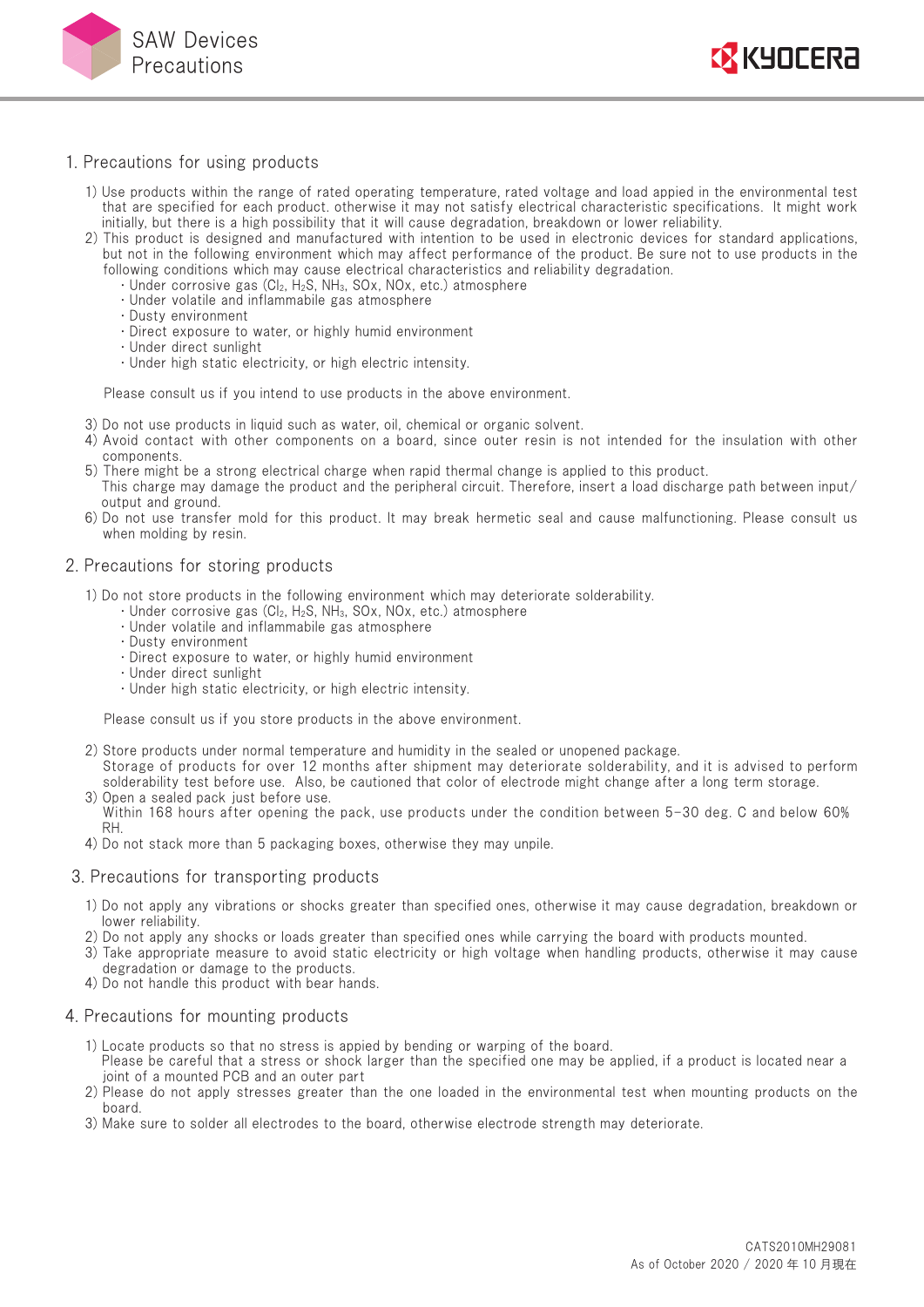# SAW Devices Precautions

## 1. Precautions for using products

1) Use products within the range of rated operating temperature, rated voltage and load appied in the environmental test that are specified for each product. otherwise it may not satisfy electrical characteristic specifications. It might work initially, but there is a high possibility that it will cause degradation, breakdown or lower reliability.
2) This product is designed and manufactured with intention to be used in electronic devices for standard applications, but not in the following environment which may affect performance of the product. Be sure not to use products in the following conditions which may cause electrical characteristics and reliability degradation.
   - Under corrosive gas ($Cl_2$, $H_2S$, $NH_3$, SOx, NOx, etc.) atmosphere
   - Under volatile and inflammabile gas atmosphere
   - Dusty environment
   - Direct exposure to water, or highly humid environment
   - Under direct sunlight
   - Under high static electricity, or high electric intensity.

   Please consult us if you intend to use products in the above environment.

3) Do not use products in liquid such as water, oil, chemical or organic solvent.
4) Avoid contact with other components on a board, since outer resin is not intended for the insulation with other components.
5) There might be a strong electrical charge when rapid thermal change is applied to this product. This charge may damage the product and the peripheral circuit. Therefore, insert a load discharge path between input/output and ground.
6) Do not use transfer mold for this product. It may break hermetic seal and cause malfunctioning. Please consult us when molding by resin.

## 2. Precautions for storing products

1) Do not store products in the following environment which may deteriorate solderability.
   - Under corrosive gas ($Cl_2$, $H_2S$, $NH_3$, SOx, NOx, etc.) atmosphere
   - Under volatile and inflammabile gas atmosphere
   - Dusty environment
   - Direct exposure to water, or highly humid environment
   - Under direct sunlight
   - Under high static electricity, or high electric intensity.

   Please consult us if you store products in the above environment.

2) Store products under normal temperature and humidity in the sealed or unopened package. Storage of products for over 12 months after shipment may deteriorate solderability, and it is advised to perform solderability test before use. Also, be cautioned that color of electrode might change after a long term storage.
3) Open a sealed pack just before use. Within 168 hours after opening the pack, use products under the condition between 5-30 deg. C and below 60% RH.
4) Do not stack more than 5 packaging boxes, otherwise they may unpile.

## 3. Precautions for transporting products

1) Do not apply any vibrations or shocks greater than specified ones, otherwise it may cause degradation, breakdown or lower reliability.
2) Do not apply any shocks or loads greater than specified ones while carrying the board with products mounted.
3) Take appropriate measure to avoid static electricity or high voltage when handling products, otherwise it may cause degradation or damage to the products.
4) Do not handle this product with bear hands.

## 4. Precautions for mounting products

1) Locate products so that no stress is appied by bending or warping of the board. Please be careful that a stress or shock larger than the specified one may be applied, if a product is located near a joint of a mounted PCB and an outer part
2) Please do not apply stresses greater than the one loaded in the environmental test when mounting products on the board.
3) Make sure to solder all electrodes to the board, otherwise electrode strength may deteriorate.

CATS2010MH29081
As of October 2020 / 2020 年 10 月現在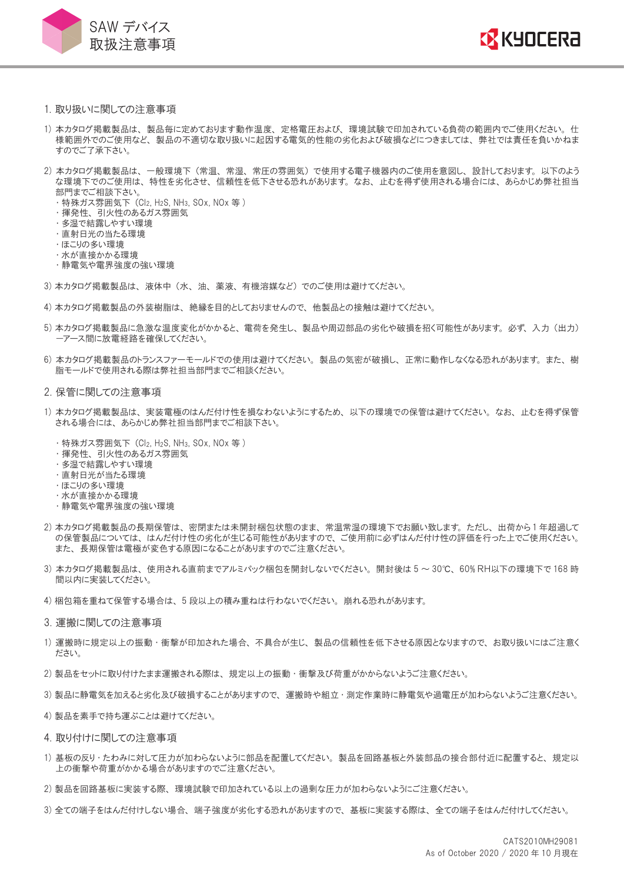# SAW デバイス 取扱注意事項

## 1. 取り扱いに関しての注意事項

1) 本カタログ掲載製品は、製品毎に定めております動作温度、定格電圧および、環境試験で印加されている負荷の範囲内でご使用ください。仕様範囲外でのご使用など、製品の不適切な取り扱いに起因する電気的性能の劣化および破損などにつきましては、弊社では責任を負いかねますのでご了承下さい。

2) 本カタログ掲載製品は、一般環境下（常温、常湿、常圧の雰囲気）で使用する電子機器内のご使用を意図し、設計しております。以下のような環境下でのご使用は、特性を劣化させ、信頼性を低下させる恐れがあります。なお、止むを得ず使用される場合には、あらかじめ弊社担当部門までご相談下さい。
   - 特殊ガス雰囲気下（$Cl_2$, $H_2S$, $NH_3$, SOx, NOx 等）
   - 揮発性、引火性のあるガス雰囲気
   - 多湿で結露しやすい環境
   - 直射日光の当たる環境
   - ほこりの多い環境
   - 水が直接かかる環境
   - 静電気や電界強度の強い環境

3) 本カタログ掲載製品は、液体中（水、油、薬液、有機溶媒など）でのご使用は避けてください。

4) 本カタログ掲載製品の外装樹脂は、絶縁を目的としておりませんので、他製品との接触は避けてください。

5) 本カタログ掲載製品に急激な温度変化がかかると、電荷を発生し、製品や周辺部品の劣化や破損を招く可能性があります。必ず、入力（出力）ーアース間に放電経路を確保してください。

6) 本カタログ掲載製品のトランスファーモールドでの使用は避けてください。製品の気密が破損し、正常に動作しなくなる恐れがあります。また、樹脂モールドで使用される際は弊社担当部門までご相談ください。

## 2. 保管に関しての注意事項

1) 本カタログ掲載製品は、実装電極のはんだ付け性を損なわないようにするため、以下の環境での保管は避けてください。なお、止むを得ず保管される場合には、あらかじめ弊社担当部門までご相談下さい。
   - 特殊ガス雰囲気下（$Cl_2$, $H_2S$, $NH_3$, SOx, NOx 等）
   - 揮発性、引火性のあるガス雰囲気
   - 多湿で結露しやすい環境
   - 直射日光が当たる環境
   - ほこりの多い環境
   - 水が直接かかる環境
   - 静電気や電界強度の強い環境

2) 本カタログ掲載製品の長期保管は、密閉または未開封梱包状態のまま、常温常湿の環境下でお願い致します。ただし、出荷から 1 年超過しての保管製品については、はんだ付け性の劣化が生じる可能性がありますので、ご使用前に必ずはんだ付け性の評価を行った上でご使用ください。また、長期保管は電極が変色する原因になることがありますのでご注意ください。

3) 本カタログ掲載製品は、使用される直前までアルミパック梱包を開封しないでください。開封後は 5 ～ 30℃、60% RH以下の環境下で 168 時間以内に実装してください。

4) 梱包箱を重ねて保管する場合は、5 段以上の積み重ねは行わないでください。崩れる恐れがあります。

## 3. 運搬に関しての注意事項

1) 運搬時に規定以上の振動・衝撃が印加された場合、不具合が生じ、製品の信頼性を低下させる原因となりますので、お取り扱いにはご注意ください。

2) 製品をセットに取り付けたまま運搬される際は、規定以上の振動・衝撃及び荷重がかからないようご注意ください。

3) 製品に静電気を加えると劣化及び破損することがありますので、運搬時や組立・測定作業時に静電気や過電圧が加わらないようご注意ください。

4) 製品を素手で持ち運ぶことは避けてください。

## 4. 取り付けに関しての注意事項

1) 基板の反り・たわみに対して圧力が加わらないように部品を配置してください。製品を回路基板と外装部品の接合部付近に配置すると、規定以上の衝撃や荷重がかかる場合がありますのでご注意ください。

2) 製品を回路基板に実装する際、環境試験で印加されている以上の過剰な圧力が加わらないようにご注意ください。

3) 全ての端子をはんだ付けしない場合、端子強度が劣化する恐れがありますので、基板に実装する際は、全ての端子をはんだ付けしてください。

CATS2010MH29081
As of October 2020 / 2020 年 10 月現在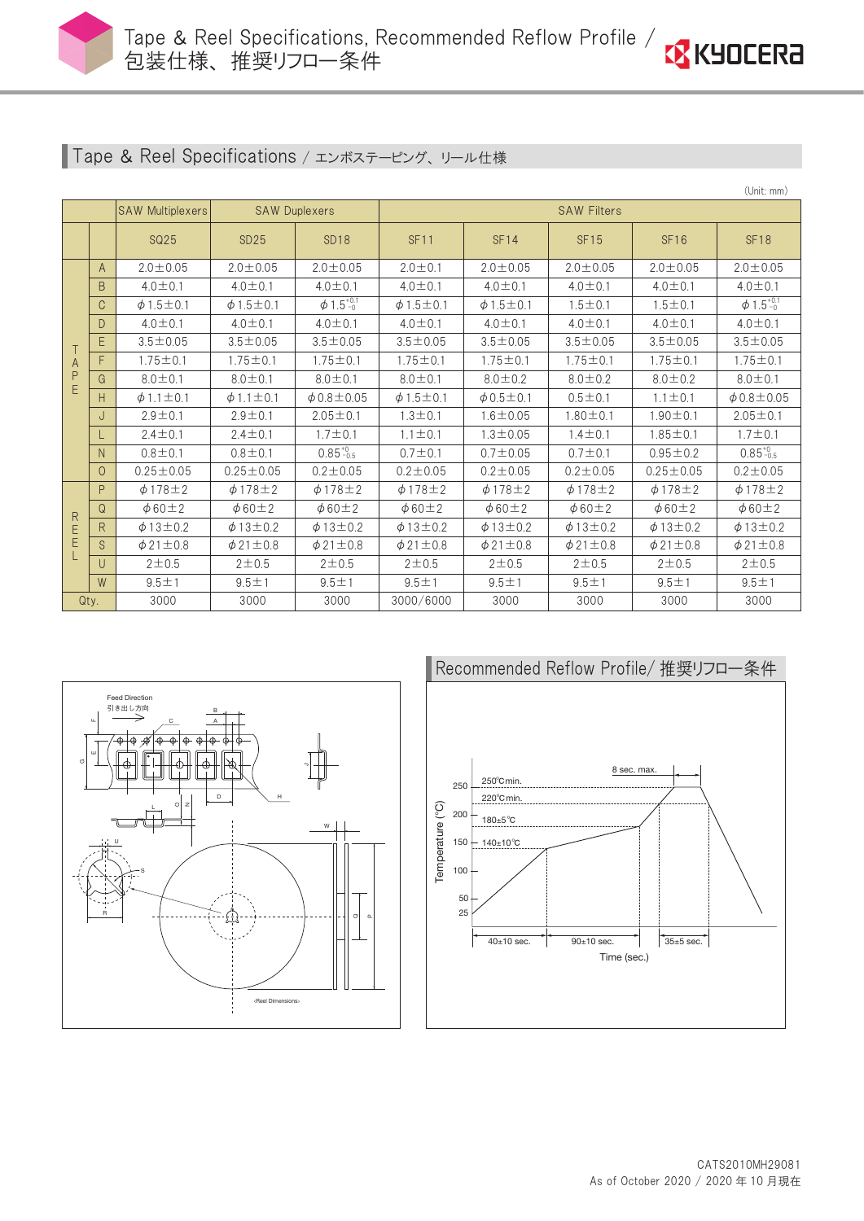## Tape & Reel Specifications / エンボステーピング、リール仕様

(Unit: mm)

| | | SAW Multiplexers | SAW Duplexers | | SAW Filters | | | | | |
|---|---|---|---|---|---|---|---|---|---|---|
| | | SQ25 | SD25 | SD18 | SF11 | SF14 | SF15 | SF16 | SF18 |
| TAPE | A | 2.0±0.05 | 2.0±0.05 | 2.0±0.05 | 2.0±0.1 | 2.0±0.05 | 2.0±0.05 | 2.0±0.05 | 2.0±0.05 |
| | B | 4.0±0.1 | 4.0±0.1 | 4.0±0.1 | 4.0±0.1 | 4.0±0.1 | 4.0±0.1 | 4.0±0.1 | 4.0±0.1 |
| | C | ϕ1.5±0.1 | ϕ1.5±0.1 | ϕ1.5 $^{+0.1}_{-0}$ | ϕ1.5±0.1 | ϕ1.5±0.1 | 1.5±0.1 | 1.5±0.1 | ϕ1.5 $^{+0.1}_{-0}$ |
| | D | 4.0±0.1 | 4.0±0.1 | 4.0±0.1 | 4.0±0.1 | 4.0±0.1 | 4.0±0.1 | 4.0±0.1 | 4.0±0.1 |
| | E | 3.5±0.05 | 3.5±0.05 | 3.5±0.05 | 3.5±0.05 | 3.5±0.05 | 3.5±0.05 | 3.5±0.05 | 3.5±0.05 |
| | F | 1.75±0.1 | 1.75±0.1 | 1.75±0.1 | 1.75±0.1 | 1.75±0.1 | 1.75±0.1 | 1.75±0.1 | 1.75±0.1 |
| | G | 8.0±0.1 | 8.0±0.1 | 8.0±0.1 | 8.0±0.1 | 8.0±0.2 | 8.0±0.2 | 8.0±0.2 | 8.0±0.1 |
| | H | ϕ1.1±0.1 | ϕ1.1±0.1 | ϕ0.8±0.05 | ϕ1.5±0.1 | ϕ0.5±0.1 | 0.5±0.1 | 1.1±0.1 | ϕ0.8±0.05 |
| | J | 2.9±0.1 | 2.9±0.1 | 2.05±0.1 | 1.3±0.1 | 1.6±0.05 | 1.80±0.1 | 1.90±0.1 | 2.05±0.1 |
| | L | 2.4±0.1 | 2.4±0.1 | 1.7±0.1 | 1.1±0.1 | 1.3±0.05 | 1.4±0.1 | 1.85±0.1 | 1.7±0.1 |
| | N | 0.8±0.1 | 0.8±0.1 | 0.85 $^{+0}_{-0.5}$ | 0.7±0.1 | 0.7±0.05 | 0.7±0.1 | 0.95±0.2 | 0.85 $^{+0}_{-0.5}$ |
| | O | 0.25±0.05 | 0.25±0.05 | 0.2±0.05 | 0.2±0.05 | 0.2±0.05 | 0.2±0.05 | 0.25±0.05 | 0.2±0.05 |
| REEL | P | ϕ178±2 | ϕ178±2 | ϕ178±2 | ϕ178±2 | ϕ178±2 | ϕ178±2 | ϕ178±2 | ϕ178±2 |
| | Q | ϕ60±2 | ϕ60±2 | ϕ60±2 | ϕ60±2 | ϕ60±2 | ϕ60±2 | ϕ60±2 | ϕ60±2 |
| | R | ϕ13±0.2 | ϕ13±0.2 | ϕ13±0.2 | ϕ13±0.2 | ϕ13±0.2 | ϕ13±0.2 | ϕ13±0.2 | ϕ13±0.2 |
| | S | ϕ21±0.8 | ϕ21±0.8 | ϕ21±0.8 | ϕ21±0.8 | ϕ21±0.8 | ϕ21±0.8 | ϕ21±0.8 | ϕ21±0.8 |
| | U | 2±0.5 | 2±0.5 | 2±0.5 | 2±0.5 | 2±0.5 | 2±0.5 | 2±0.5 | 2±0.5 |
| | W | 9.5±1 | 9.5±1 | 9.5±1 | 9.5±1 | 9.5±1 | 9.5±1 | 9.5±1 | 9.5±1 |
| Qty. | | 3000 | 3000 | 3000 | 3000/6000 | 3000 | 3000 | 3000 | 3000 |

Feed Direction
引き出し方向

<Reel Dimensions>

## Recommended Reflow Profile/ 推奨リフロー条件

8 sec. max.
250°C min.
220°C min.
180±5°C
140±10°C
Temperature (°C)
40±10 sec.
90±10 sec.
35±5 sec.
Time (sec.)

CATS2010MH29081
As of October 2020 / 2020 年 10 月現在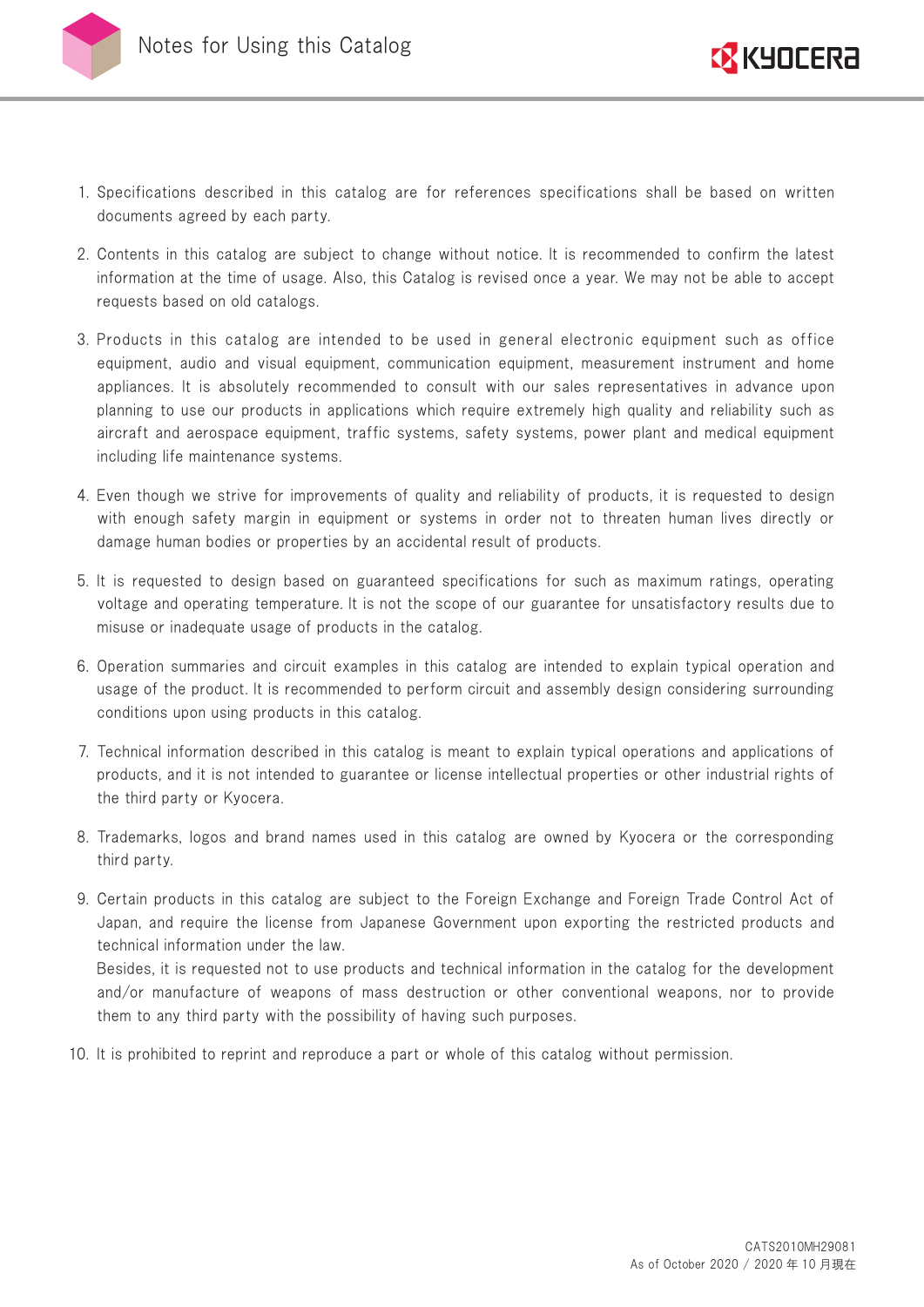# Notes for Using this Catalog

1. Specifications described in this catalog are for references specifications shall be based on written documents agreed by each party.
2. Contents in this catalog are subject to change without notice. It is recommended to confirm the latest information at the time of usage. Also, this Catalog is revised once a year. We may not be able to accept requests based on old catalogs.
3. Products in this catalog are intended to be used in general electronic equipment such as office equipment, audio and visual equipment, communication equipment, measurement instrument and home appliances. It is absolutely recommended to consult with our sales representatives in advance upon planning to use our products in applications which require extremely high quality and reliability such as aircraft and aerospace equipment, traffic systems, safety systems, power plant and medical equipment including life maintenance systems.
4. Even though we strive for improvements of quality and reliability of products, it is requested to design with enough safety margin in equipment or systems in order not to threaten human lives directly or damage human bodies or properties by an accidental result of products.
5. It is requested to design based on guaranteed specifications for such as maximum ratings, operating voltage and operating temperature. It is not the scope of our guarantee for unsatisfactory results due to misuse or inadequate usage of products in the catalog.
6. Operation summaries and circuit examples in this catalog are intended to explain typical operation and usage of the product. It is recommended to perform circuit and assembly design considering surrounding conditions upon using products in this catalog.
7. Technical information described in this catalog is meant to explain typical operations and applications of products, and it is not intended to guarantee or license intellectual properties or other industrial rights of the third party or Kyocera.
8. Trademarks, logos and brand names used in this catalog are owned by Kyocera or the corresponding third party.
9. Certain products in this catalog are subject to the Foreign Exchange and Foreign Trade Control Act of Japan, and require the license from Japanese Government upon exporting the restricted products and technical information under the law.
   Besides, it is requested not to use products and technical information in the catalog for the development and/or manufacture of weapons of mass destruction or other conventional weapons, nor to provide them to any third party with the possibility of having such purposes.
10. It is prohibited to reprint and reproduce a part or whole of this catalog without permission.

CATS2010MH29081
As of October 2020 / 2020 年 10 月現在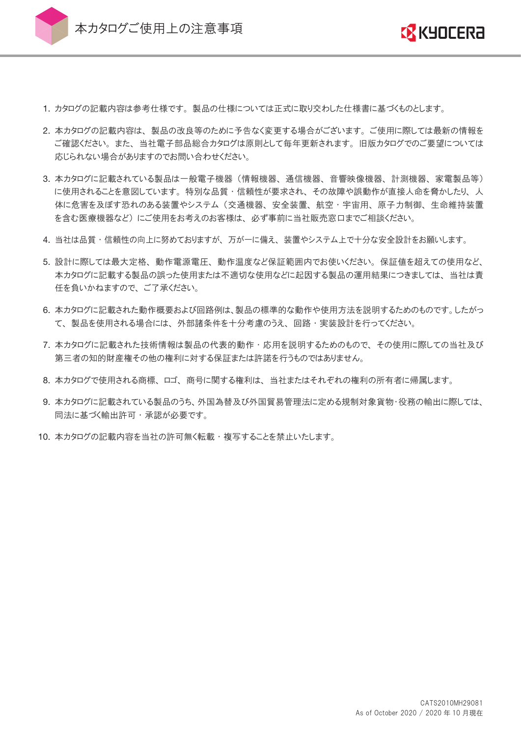# 本カタログご使用上の注意事項

1. カタログの記載内容は参考仕様です。製品の仕様については正式に取り交わした仕様書に基づくものとします。
2. 本カタログの記載内容は、製品の改良等のために予告なく変更する場合がございます。ご使用に際しては最新の情報をご確認ください。また、当社電子部品総合カタログは原則として毎年更新されます。旧版カタログでのご要望については応じられない場合がありますのでお問い合わせください。
3. 本カタログに記載されている製品は一般電子機器（情報機器、通信機器、音響映像機器、計測機器、家電製品等）に使用されることを意図しています。特別な品質・信頼性が要求され、その故障や誤動作が直接人命を脅かしたり、人体に危害を及ぼす恐れのある装置やシステム（交通機器、安全装置、航空・宇宙用、原子力制御、生命維持装置を含む医療機器など）にご使用をお考えのお客様は、必ず事前に当社販売窓口までご相談ください。
4. 当社は品質・信頼性の向上に努めておりますが、万が一に備え、装置やシステム上で十分な安全設計をお願いします。
5. 設計に際しては最大定格、動作電源電圧、動作温度など保証範囲内でお使いください。保証値を超えての使用など、本カタログに記載する製品の誤った使用または不適切な使用などに起因する製品の運用結果につきましては、当社は責任を負いかねますので、ご了承ください。
6. 本カタログに記載された動作概要および回路例は、製品の標準的な動作や使用方法を説明するためのものです。したがって、製品を使用される場合には、外部諸条件を十分考慮のうえ、回路・実装設計を行ってください。
7. 本カタログに記載された技術情報は製品の代表的動作・応用を説明するためのもので、その使用に際しての当社及び第三者の知的財産権その他の権利に対する保証または許諾を行うものではありません。
8. 本カタログで使用される商標、ロゴ、商号に関する権利は、当社またはそれぞれの権利の所有者に帰属します。
9. 本カタログに記載されている製品のうち、外国為替及び外国貿易管理法に定める規制対象貨物･役務の輸出に際しては、同法に基づく輸出許可・承認が必要です。
10. 本カタログの記載内容を当社の許可無く転載・複写することを禁止いたします。

CATS2010MH29081
As of October 2020 / 2020 年 10 月現在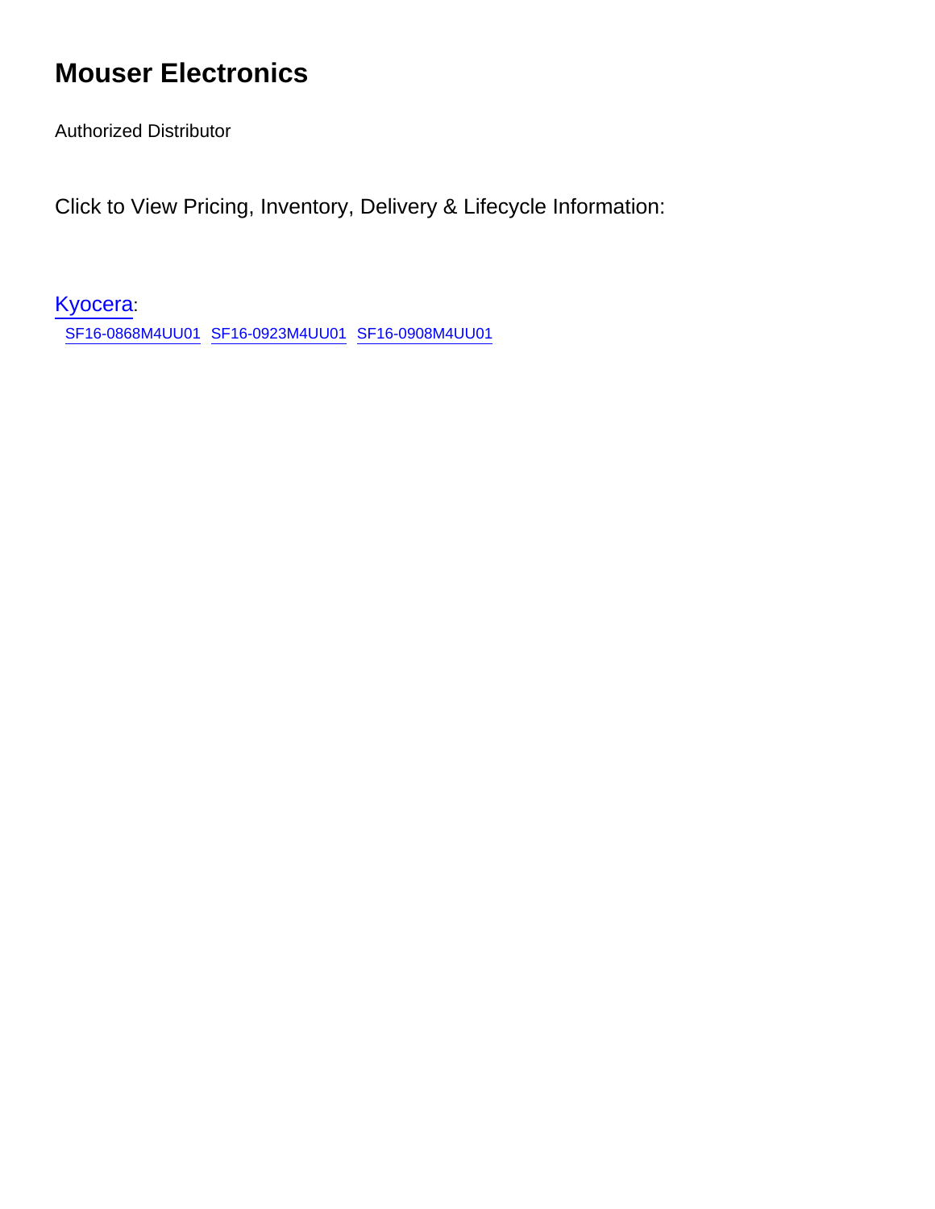# Mouser Electronics

Authorized Distributor

Click to View Pricing, Inventory, Delivery & Lifecycle Information:

Kyocera:

SF16-0868M4UU01 SF16-0923M4UU01 SF16-0908M4UU01